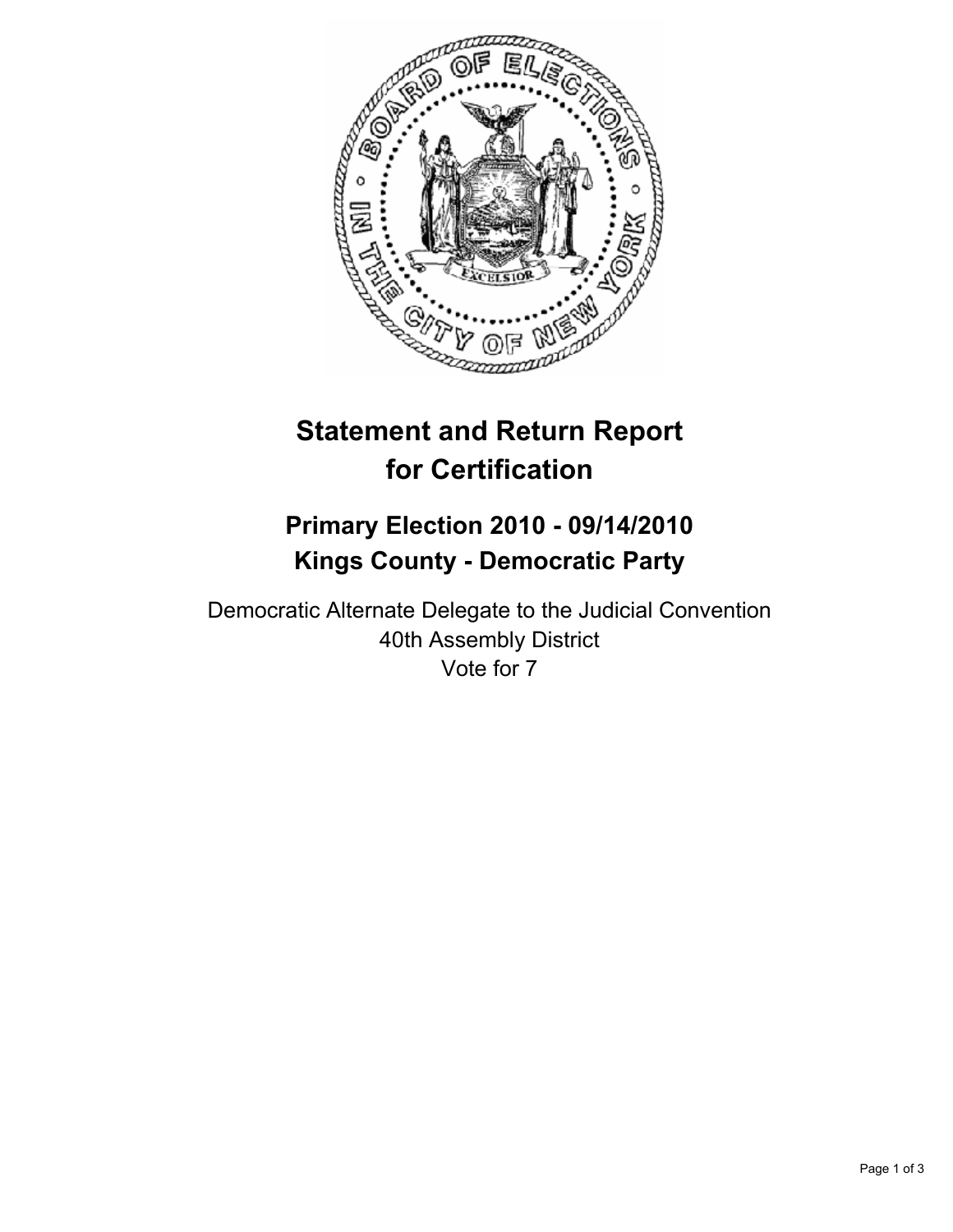# Statement and Return Report for Certification

## Primary Election 2010 - 09/14/2010
## Kings County - Democratic Party

Democratic Alternate Delegate to the Judicial Convention
40th Assembly District
Vote for 7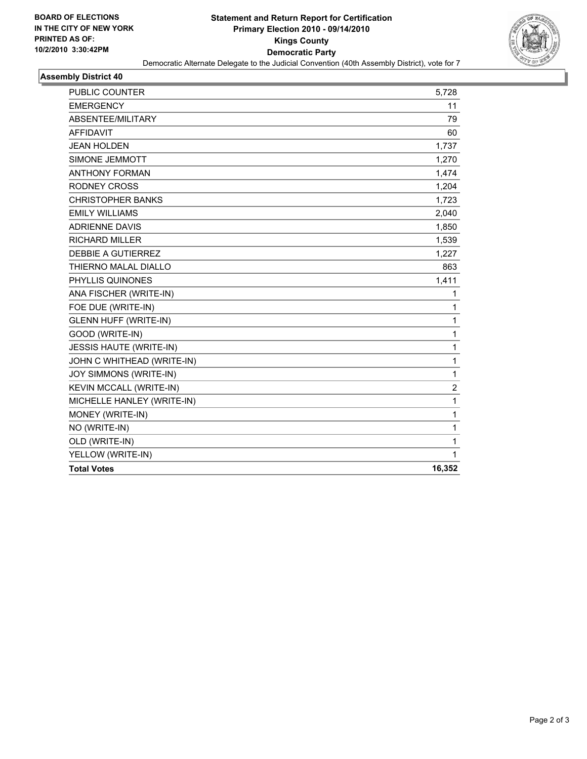**BOARD OF ELECTIONS IN THE CITY OF NEW YORK PRINTED AS OF: 10/2/2010 3:30:42PM**

# Statement and Return Report for Certification
## Primary Election 2010 - 09/14/2010
## Kings County
## Democratic Party

Democratic Alternate Delegate to the Judicial Convention (40th Assembly District), vote for 7

### Assembly District 40

| | |
|---|---|
| PUBLIC COUNTER | 5,728 |
| EMERGENCY | 11 |
| ABSENTEE/MILITARY | 79 |
| AFFIDAVIT | 60 |
| JEAN HOLDEN | 1,737 |
| SIMONE JEMMOTT | 1,270 |
| ANTHONY FORMAN | 1,474 |
| RODNEY CROSS | 1,204 |
| CHRISTOPHER BANKS | 1,723 |
| EMILY WILLIAMS | 2,040 |
| ADRIENNE DAVIS | 1,850 |
| RICHARD MILLER | 1,539 |
| DEBBIE A GUTIERREZ | 1,227 |
| THIERNO MALAL DIALLO | 863 |
| PHYLLIS QUINONES | 1,411 |
| ANA FISCHER (WRITE-IN) | 1 |
| FOE DUE (WRITE-IN) | 1 |
| GLENN HUFF (WRITE-IN) | 1 |
| GOOD (WRITE-IN) | 1 |
| JESSIS HAUTE (WRITE-IN) | 1 |
| JOHN C WHITHEAD (WRITE-IN) | 1 |
| JOY SIMMONS (WRITE-IN) | 1 |
| KEVIN MCCALL (WRITE-IN) | 2 |
| MICHELLE HANLEY (WRITE-IN) | 1 |
| MONEY (WRITE-IN) | 1 |
| NO (WRITE-IN) | 1 |
| OLD (WRITE-IN) | 1 |
| YELLOW (WRITE-IN) | 1 |
| **Total Votes** | **16,352** |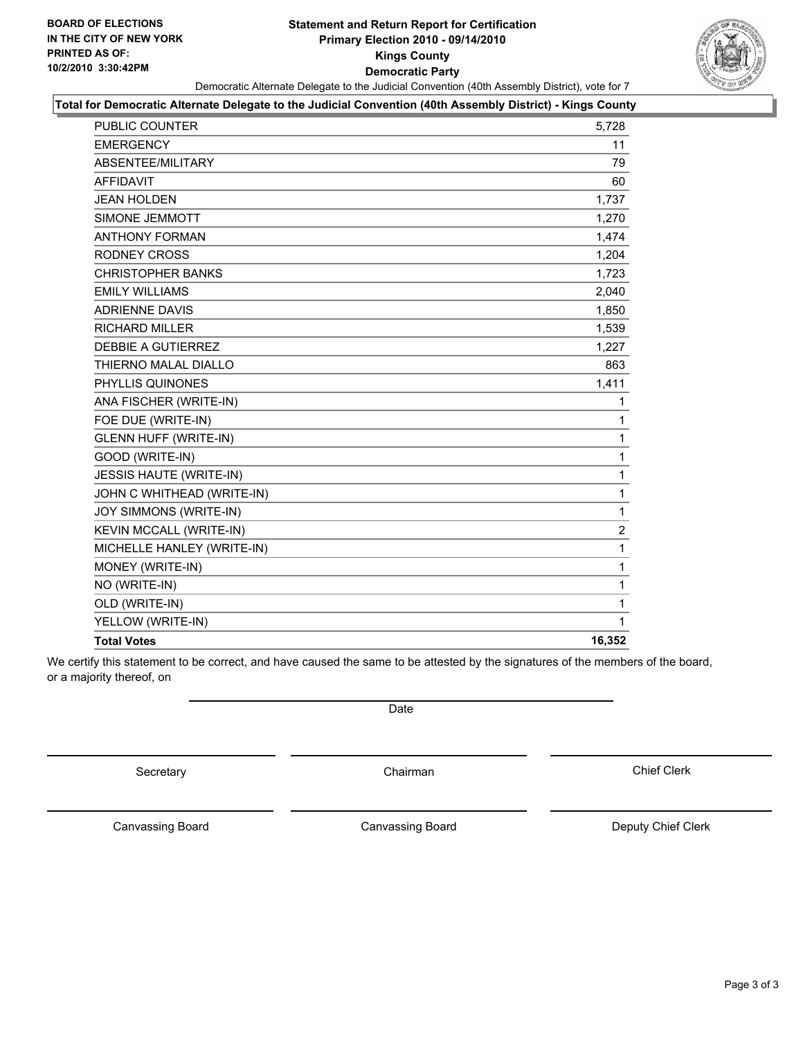**BOARD OF ELECTIONS IN THE CITY OF NEW YORK PRINTED AS OF: 10/2/2010 3:30:42PM**

# Statement and Return Report for Certification
## Primary Election 2010 - 09/14/2010
## Kings County
## Democratic Party

Democratic Alternate Delegate to the Judicial Convention (40th Assembly District), vote for 7

**Total for Democratic Alternate Delegate to the Judicial Convention (40th Assembly District) - Kings County**

| | |
|---|---|
| PUBLIC COUNTER | 5,728 |
| EMERGENCY | 11 |
| ABSENTEE/MILITARY | 79 |
| AFFIDAVIT | 60 |
| JEAN HOLDEN | 1,737 |
| SIMONE JEMMOTT | 1,270 |
| ANTHONY FORMAN | 1,474 |
| RODNEY CROSS | 1,204 |
| CHRISTOPHER BANKS | 1,723 |
| EMILY WILLIAMS | 2,040 |
| ADRIENNE DAVIS | 1,850 |
| RICHARD MILLER | 1,539 |
| DEBBIE A GUTIERREZ | 1,227 |
| THIERNO MALAL DIALLO | 863 |
| PHYLLIS QUINONES | 1,411 |
| ANA FISCHER (WRITE-IN) | 1 |
| FOE DUE (WRITE-IN) | 1 |
| GLENN HUFF (WRITE-IN) | 1 |
| GOOD (WRITE-IN) | 1 |
| JESSIS HAUTE (WRITE-IN) | 1 |
| JOHN C WHITHEAD (WRITE-IN) | 1 |
| JOY SIMMONS (WRITE-IN) | 1 |
| KEVIN MCCALL (WRITE-IN) | 2 |
| MICHELLE HANLEY (WRITE-IN) | 1 |
| MONEY (WRITE-IN) | 1 |
| NO (WRITE-IN) | 1 |
| OLD (WRITE-IN) | 1 |
| YELLOW (WRITE-IN) | 1 |
| **Total Votes** | **16,352** |

We certify this statement to be correct, and have caused the same to be attested by the signatures of the members of the board, or a majority thereof, on

Date

Secretary

Chairman

Chief Clerk

Canvassing Board

Canvassing Board

Deputy Chief Clerk